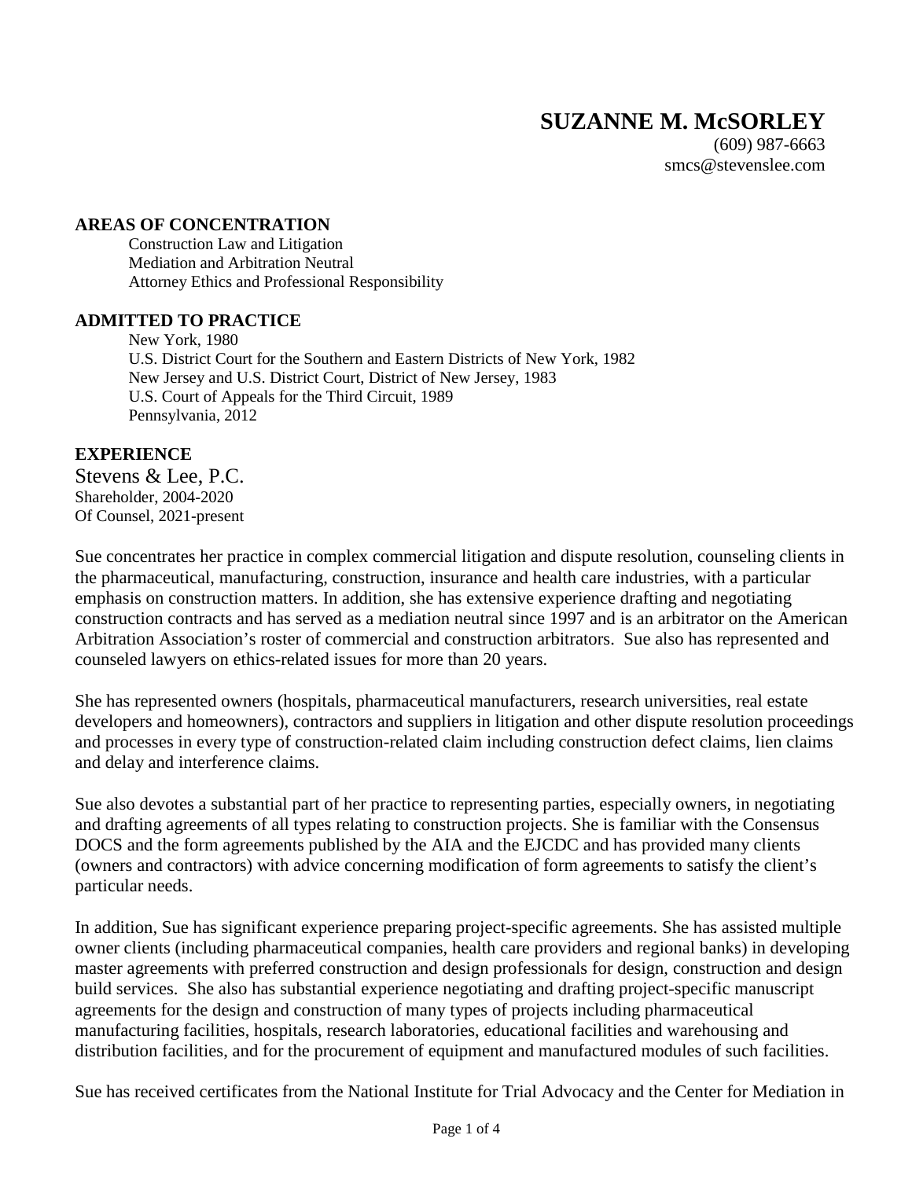# SUZANNE M. McSORLEY

(609) 987-6663
smcs@stevenslee.com

## AREAS OF CONCENTRATION

Construction Law and Litigation
Mediation and Arbitration Neutral
Attorney Ethics and Professional Responsibility

## ADMITTED TO PRACTICE

New York, 1980
U.S. District Court for the Southern and Eastern Districts of New York, 1982
New Jersey and U.S. District Court, District of New Jersey, 1983
U.S. Court of Appeals for the Third Circuit, 1989
Pennsylvania, 2012

## EXPERIENCE

### Stevens & Lee, P.C.

Shareholder, 2004-2020
Of Counsel, 2021-present

Sue concentrates her practice in complex commercial litigation and dispute resolution, counseling clients in the pharmaceutical, manufacturing, construction, insurance and health care industries, with a particular emphasis on construction matters. In addition, she has extensive experience drafting and negotiating construction contracts and has served as a mediation neutral since 1997 and is an arbitrator on the American Arbitration Association's roster of commercial and construction arbitrators. Sue also has represented and counseled lawyers on ethics-related issues for more than 20 years.

She has represented owners (hospitals, pharmaceutical manufacturers, research universities, real estate developers and homeowners), contractors and suppliers in litigation and other dispute resolution proceedings and processes in every type of construction-related claim including construction defect claims, lien claims and delay and interference claims.

Sue also devotes a substantial part of her practice to representing parties, especially owners, in negotiating and drafting agreements of all types relating to construction projects. She is familiar with the Consensus DOCS and the form agreements published by the AIA and the EJCDC and has provided many clients (owners and contractors) with advice concerning modification of form agreements to satisfy the client's particular needs.

In addition, Sue has significant experience preparing project-specific agreements. She has assisted multiple owner clients (including pharmaceutical companies, health care providers and regional banks) in developing master agreements with preferred construction and design professionals for design, construction and design build services. She also has substantial experience negotiating and drafting project-specific manuscript agreements for the design and construction of many types of projects including pharmaceutical manufacturing facilities, hospitals, research laboratories, educational facilities and warehousing and distribution facilities, and for the procurement of equipment and manufactured modules of such facilities.

Sue has received certificates from the National Institute for Trial Advocacy and the Center for Mediation in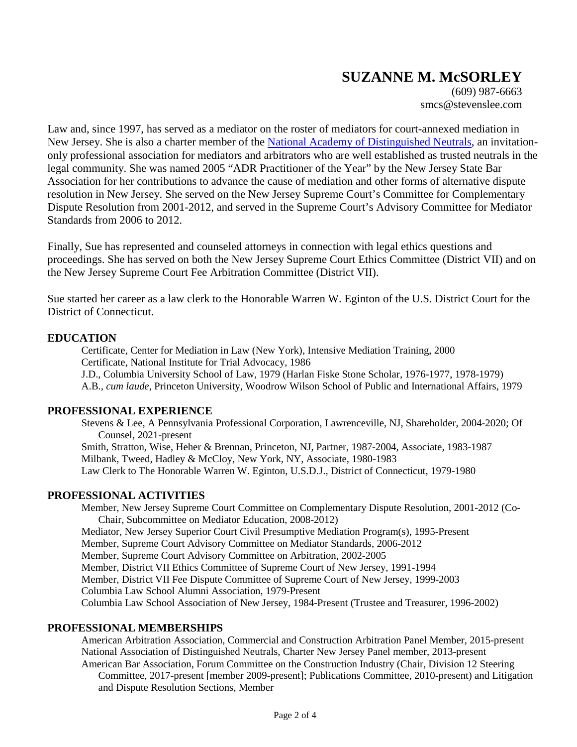# SUZANNE M. McSORLEY

(609) 987-6663
smcs@stevenslee.com

Law and, since 1997, has served as a mediator on the roster of mediators for court-annexed mediation in New Jersey. She is also a charter member of the [National Academy of Distinguished Neutrals](), an invitation-only professional association for mediators and arbitrators who are well established as trusted neutrals in the legal community. She was named 2005 "ADR Practitioner of the Year" by the New Jersey State Bar Association for her contributions to advance the cause of mediation and other forms of alternative dispute resolution in New Jersey. She served on the New Jersey Supreme Court's Committee for Complementary Dispute Resolution from 2001-2012, and served in the Supreme Court's Advisory Committee for Mediator Standards from 2006 to 2012.

Finally, Sue has represented and counseled attorneys in connection with legal ethics questions and proceedings. She has served on both the New Jersey Supreme Court Ethics Committee (District VII) and on the New Jersey Supreme Court Fee Arbitration Committee (District VII).

Sue started her career as a law clerk to the Honorable Warren W. Eginton of the U.S. District Court for the District of Connecticut.

## EDUCATION

- Certificate, Center for Mediation in Law (New York), Intensive Mediation Training, 2000
- Certificate, National Institute for Trial Advocacy, 1986
- J.D., Columbia University School of Law, 1979 (Harlan Fiske Stone Scholar, 1976-1977, 1978-1979)
- A.B., *cum laude*, Princeton University, Woodrow Wilson School of Public and International Affairs, 1979

## PROFESSIONAL EXPERIENCE

- Stevens & Lee, A Pennsylvania Professional Corporation, Lawrenceville, NJ, Shareholder, 2004-2020; Of Counsel, 2021-present
- Smith, Stratton, Wise, Heher & Brennan, Princeton, NJ, Partner, 1987-2004, Associate, 1983-1987
- Milbank, Tweed, Hadley & McCloy, New York, NY, Associate, 1980-1983
- Law Clerk to The Honorable Warren W. Eginton, U.S.D.J., District of Connecticut, 1979-1980

## PROFESSIONAL ACTIVITIES

- Member, New Jersey Supreme Court Committee on Complementary Dispute Resolution, 2001-2012 (Co-Chair, Subcommittee on Mediator Education, 2008-2012)
- Mediator, New Jersey Superior Court Civil Presumptive Mediation Program(s), 1995-Present
- Member, Supreme Court Advisory Committee on Mediator Standards, 2006-2012
- Member, Supreme Court Advisory Committee on Arbitration, 2002-2005
- Member, District VII Ethics Committee of Supreme Court of New Jersey, 1991-1994
- Member, District VII Fee Dispute Committee of Supreme Court of New Jersey, 1999-2003
- Columbia Law School Alumni Association, 1979-Present
- Columbia Law School Association of New Jersey, 1984-Present (Trustee and Treasurer, 1996-2002)

## PROFESSIONAL MEMBERSHIPS

- American Arbitration Association, Commercial and Construction Arbitration Panel Member, 2015-present
- National Association of Distinguished Neutrals, Charter New Jersey Panel member, 2013-present
- American Bar Association, Forum Committee on the Construction Industry (Chair, Division 12 Steering Committee, 2017-present [member 2009-present]; Publications Committee, 2010-present) and Litigation and Dispute Resolution Sections, Member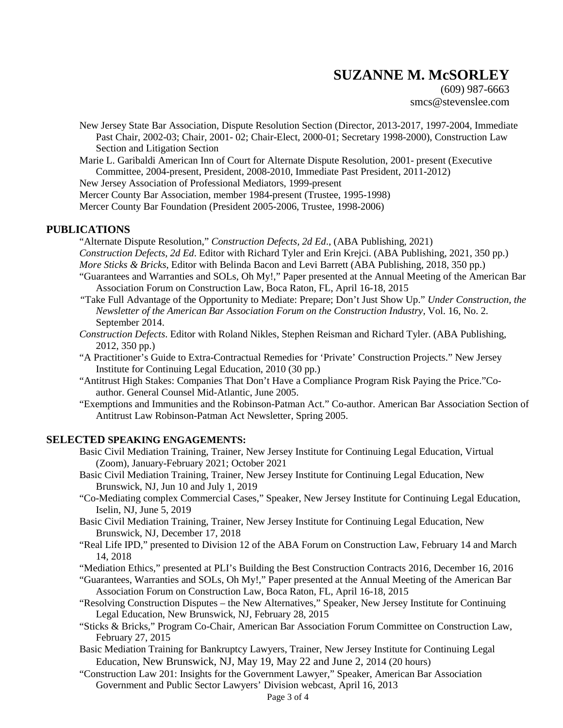**SUZANNE M. McSORLEY**
(609) 987-6663
smcs@stevenslee.com

New Jersey State Bar Association, Dispute Resolution Section (Director, 2013-2017, 1997-2004, Immediate Past Chair, 2002-03; Chair, 2001- 02; Chair-Elect, 2000-01; Secretary 1998-2000), Construction Law Section and Litigation Section

Marie L. Garibaldi American Inn of Court for Alternate Dispute Resolution, 2001- present (Executive Committee, 2004-present, President, 2008-2010, Immediate Past President, 2011-2012)

New Jersey Association of Professional Mediators, 1999-present

Mercer County Bar Association, member 1984-present (Trustee, 1995-1998)

Mercer County Bar Foundation (President 2005-2006, Trustee, 1998-2006)

## PUBLICATIONS

"Alternate Dispute Resolution," *Construction Defects, 2d Ed*., (ABA Publishing, 2021)

*Construction Defects, 2d Ed*. Editor with Richard Tyler and Erin Krejci. (ABA Publishing, 2021, 350 pp.)

*More Sticks & Bricks*, Editor with Belinda Bacon and Levi Barrett (ABA Publishing, 2018, 350 pp.)

"Guarantees and Warranties and SOLs, Oh My!," Paper presented at the Annual Meeting of the American Bar Association Forum on Construction Law, Boca Raton, FL, April 16-18, 2015

"Take Full Advantage of the Opportunity to Mediate: Prepare; Don't Just Show Up." *Under Construction, the Newsletter of the American Bar Association Forum on the Construction Industry*, Vol. 16, No. 2. September 2014.

*Construction Defects*. Editor with Roland Nikles, Stephen Reisman and Richard Tyler. (ABA Publishing, 2012, 350 pp.)

"A Practitioner's Guide to Extra-Contractual Remedies for 'Private' Construction Projects." New Jersey Institute for Continuing Legal Education, 2010 (30 pp.)

"Antitrust High Stakes: Companies That Don't Have a Compliance Program Risk Paying the Price."Co-author. General Counsel Mid-Atlantic, June 2005.

"Exemptions and Immunities and the Robinson-Patman Act." Co-author. American Bar Association Section of Antitrust Law Robinson-Patman Act Newsletter, Spring 2005.

## SELECTED SPEAKING ENGAGEMENTS:

Basic Civil Mediation Training, Trainer, New Jersey Institute for Continuing Legal Education, Virtual (Zoom), January-February 2021; October 2021

Basic Civil Mediation Training, Trainer, New Jersey Institute for Continuing Legal Education, New Brunswick, NJ, Jun 10 and July 1, 2019

"Co-Mediating complex Commercial Cases," Speaker, New Jersey Institute for Continuing Legal Education, Iselin, NJ, June 5, 2019

Basic Civil Mediation Training, Trainer, New Jersey Institute for Continuing Legal Education, New Brunswick, NJ, December 17, 2018

"Real Life IPD," presented to Division 12 of the ABA Forum on Construction Law, February 14 and March 14, 2018

"Mediation Ethics," presented at PLI's Building the Best Construction Contracts 2016, December 16, 2016

"Guarantees, Warranties and SOLs, Oh My!," Paper presented at the Annual Meeting of the American Bar Association Forum on Construction Law, Boca Raton, FL, April 16-18, 2015

"Resolving Construction Disputes – the New Alternatives," Speaker, New Jersey Institute for Continuing Legal Education, New Brunswick, NJ, February 28, 2015

"Sticks & Bricks," Program Co-Chair, American Bar Association Forum Committee on Construction Law, February 27, 2015

Basic Mediation Training for Bankruptcy Lawyers, Trainer, New Jersey Institute for Continuing Legal Education, New Brunswick, NJ, May 19, May 22 and June 2, 2014 (20 hours)

"Construction Law 201: Insights for the Government Lawyer," Speaker, American Bar Association Government and Public Sector Lawyers' Division webcast, April 16, 2013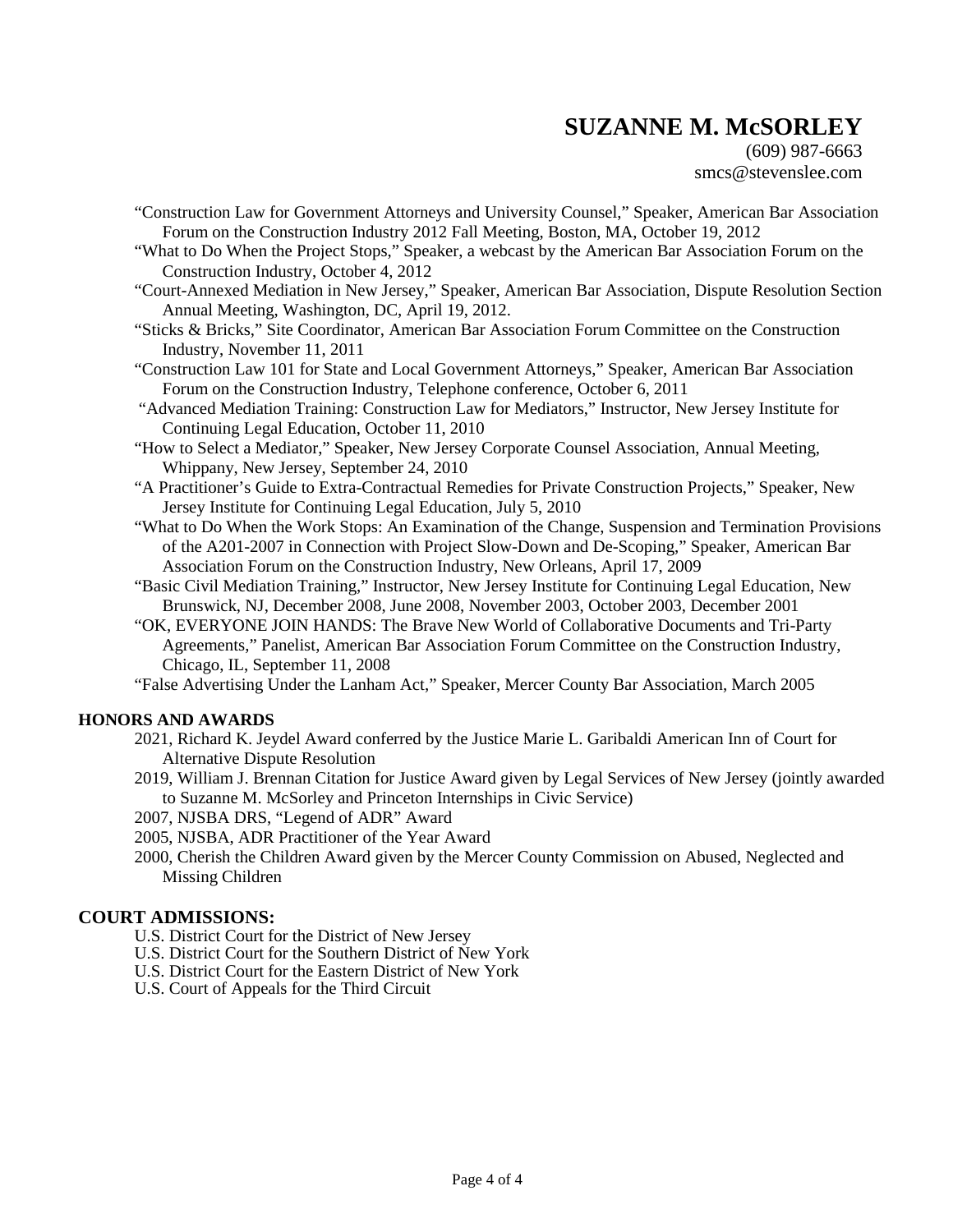# SUZANNE M. McSORLEY

(609) 987-6663
smcs@stevenslee.com

- "Construction Law for Government Attorneys and University Counsel," Speaker, American Bar Association Forum on the Construction Industry 2012 Fall Meeting, Boston, MA, October 19, 2012
- "What to Do When the Project Stops," Speaker, a webcast by the American Bar Association Forum on the Construction Industry, October 4, 2012
- "Court-Annexed Mediation in New Jersey," Speaker, American Bar Association, Dispute Resolution Section Annual Meeting, Washington, DC, April 19, 2012.
- "Sticks & Bricks," Site Coordinator, American Bar Association Forum Committee on the Construction Industry, November 11, 2011
- "Construction Law 101 for State and Local Government Attorneys," Speaker, American Bar Association Forum on the Construction Industry, Telephone conference, October 6, 2011
- "Advanced Mediation Training: Construction Law for Mediators," Instructor, New Jersey Institute for Continuing Legal Education, October 11, 2010
- "How to Select a Mediator," Speaker, New Jersey Corporate Counsel Association, Annual Meeting, Whippany, New Jersey, September 24, 2010
- "A Practitioner's Guide to Extra-Contractual Remedies for Private Construction Projects," Speaker, New Jersey Institute for Continuing Legal Education, July 5, 2010
- "What to Do When the Work Stops: An Examination of the Change, Suspension and Termination Provisions of the A201-2007 in Connection with Project Slow-Down and De-Scoping," Speaker, American Bar Association Forum on the Construction Industry, New Orleans, April 17, 2009
- "Basic Civil Mediation Training," Instructor, New Jersey Institute for Continuing Legal Education, New Brunswick, NJ, December 2008, June 2008, November 2003, October 2003, December 2001
- "OK, EVERYONE JOIN HANDS: The Brave New World of Collaborative Documents and Tri-Party Agreements," Panelist, American Bar Association Forum Committee on the Construction Industry, Chicago, IL, September 11, 2008
- "False Advertising Under the Lanham Act," Speaker, Mercer County Bar Association, March 2005

## HONORS AND AWARDS

- 2021, Richard K. Jeydel Award conferred by the Justice Marie L. Garibaldi American Inn of Court for Alternative Dispute Resolution
- 2019, William J. Brennan Citation for Justice Award given by Legal Services of New Jersey (jointly awarded to Suzanne M. McSorley and Princeton Internships in Civic Service)
- 2007, NJSBA DRS, "Legend of ADR" Award
- 2005, NJSBA, ADR Practitioner of the Year Award
- 2000, Cherish the Children Award given by the Mercer County Commission on Abused, Neglected and Missing Children

## COURT ADMISSIONS:

- U.S. District Court for the District of New Jersey
- U.S. District Court for the Southern District of New York
- U.S. District Court for the Eastern District of New York
- U.S. Court of Appeals for the Third Circuit